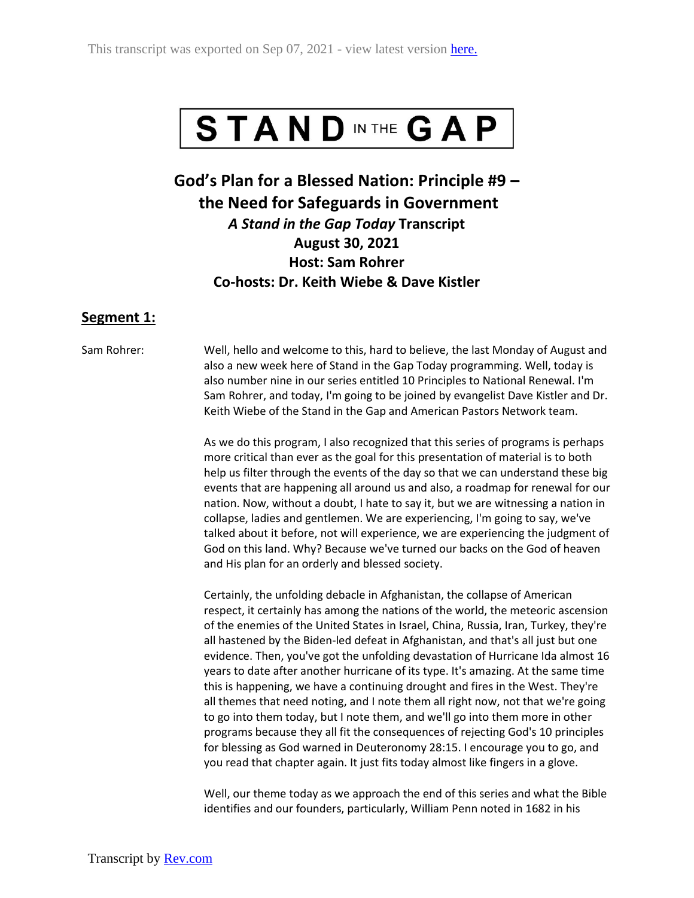This transcript was exported on Sep 07, 2021 - view latest version here.

# STAND IN THE GAP

## God's Plan for a Blessed Nation: Principle #9 – the Need for Safeguards in Government

### *A Stand in the Gap Today* Transcript

**August 30, 2021**

**Host: Sam Rohrer**

**Co-hosts: Dr. Keith Wiebe & Dave Kistler**

## Segment 1:

Sam Rohrer: Well, hello and welcome to this, hard to believe, the last Monday of August and also a new week here of Stand in the Gap Today programming. Well, today is also number nine in our series entitled 10 Principles to National Renewal. I'm Sam Rohrer, and today, I'm going to be joined by evangelist Dave Kistler and Dr. Keith Wiebe of the Stand in the Gap and American Pastors Network team.

As we do this program, I also recognized that this series of programs is perhaps more critical than ever as the goal for this presentation of material is to both help us filter through the events of the day so that we can understand these big events that are happening all around us and also, a roadmap for renewal for our nation. Now, without a doubt, I hate to say it, but we are witnessing a nation in collapse, ladies and gentlemen. We are experiencing, I'm going to say, we've talked about it before, not will experience, we are experiencing the judgment of God on this land. Why? Because we've turned our backs on the God of heaven and His plan for an orderly and blessed society.

Certainly, the unfolding debacle in Afghanistan, the collapse of American respect, it certainly has among the nations of the world, the meteoric ascension of the enemies of the United States in Israel, China, Russia, Iran, Turkey, they're all hastened by the Biden-led defeat in Afghanistan, and that's all just but one evidence. Then, you've got the unfolding devastation of Hurricane Ida almost 16 years to date after another hurricane of its type. It's amazing. At the same time this is happening, we have a continuing drought and fires in the West. They're all themes that need noting, and I note them all right now, not that we're going to go into them today, but I note them, and we'll go into them more in other programs because they all fit the consequences of rejecting God's 10 principles for blessing as God warned in Deuteronomy 28:15. I encourage you to go, and you read that chapter again. It just fits today almost like fingers in a glove.

Well, our theme today as we approach the end of this series and what the Bible identifies and our founders, particularly, William Penn noted in 1682 in his

Transcript by Rev.com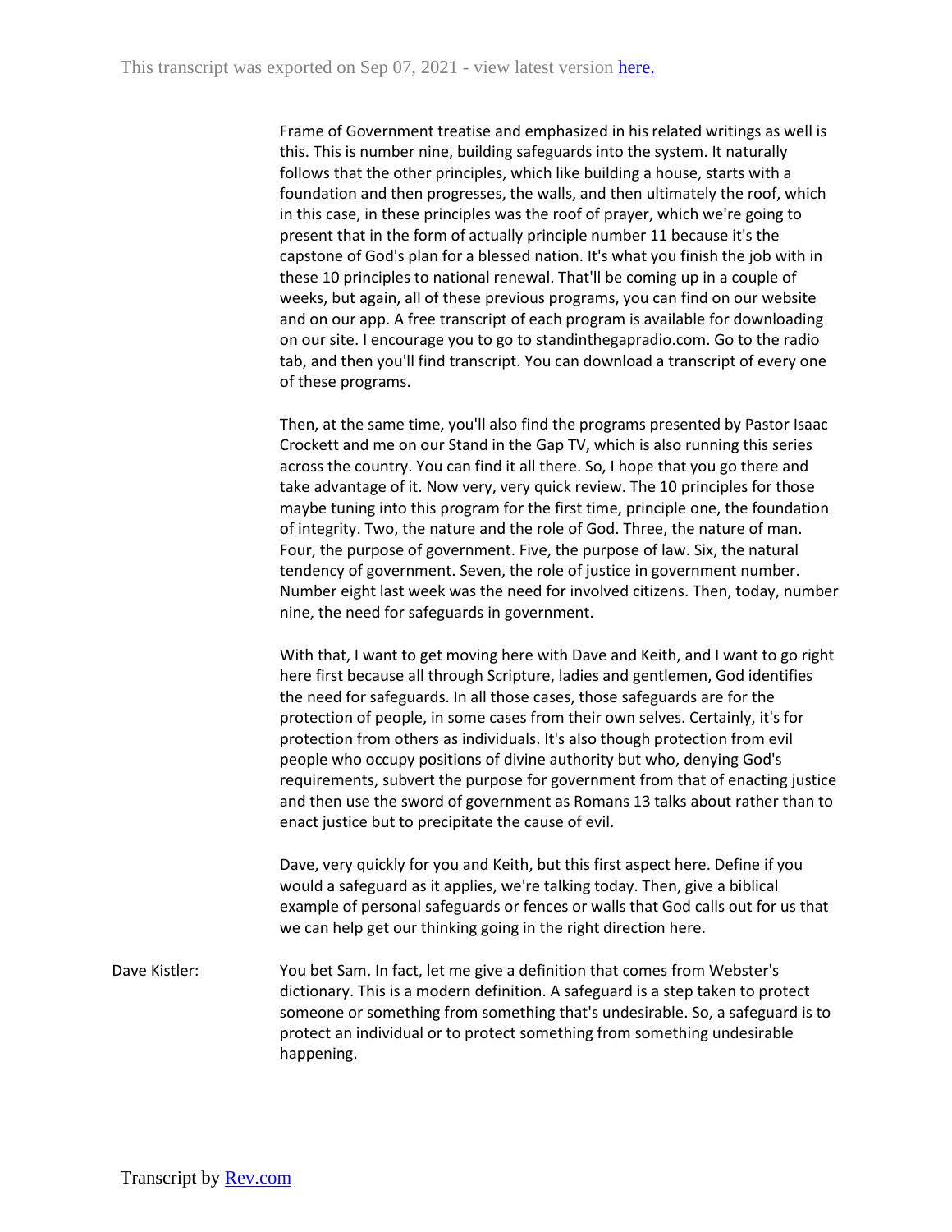Frame of Government treatise and emphasized in his related writings as well is this. This is number nine, building safeguards into the system. It naturally follows that the other principles, which like building a house, starts with a foundation and then progresses, the walls, and then ultimately the roof, which in this case, in these principles was the roof of prayer, which we're going to present that in the form of actually principle number 11 because it's the capstone of God's plan for a blessed nation. It's what you finish the job with in these 10 principles to national renewal. That'll be coming up in a couple of weeks, but again, all of these previous programs, you can find on our website and on our app. A free transcript of each program is available for downloading on our site. I encourage you to go to standinthegapradio.com. Go to the radio tab, and then you'll find transcript. You can download a transcript of every one of these programs.

Then, at the same time, you'll also find the programs presented by Pastor Isaac Crockett and me on our Stand in the Gap TV, which is also running this series across the country. You can find it all there. So, I hope that you go there and take advantage of it. Now very, very quick review. The 10 principles for those maybe tuning into this program for the first time, principle one, the foundation of integrity. Two, the nature and the role of God. Three, the nature of man. Four, the purpose of government. Five, the purpose of law. Six, the natural tendency of government. Seven, the role of justice in government number. Number eight last week was the need for involved citizens. Then, today, number nine, the need for safeguards in government.

With that, I want to get moving here with Dave and Keith, and I want to go right here first because all through Scripture, ladies and gentlemen, God identifies the need for safeguards. In all those cases, those safeguards are for the protection of people, in some cases from their own selves. Certainly, it's for protection from others as individuals. It's also though protection from evil people who occupy positions of divine authority but who, denying God's requirements, subvert the purpose for government from that of enacting justice and then use the sword of government as Romans 13 talks about rather than to enact justice but to precipitate the cause of evil.

Dave, very quickly for you and Keith, but this first aspect here. Define if you would a safeguard as it applies, we're talking today. Then, give a biblical example of personal safeguards or fences or walls that God calls out for us that we can help get our thinking going in the right direction here.

Dave Kistler: You bet Sam. In fact, let me give a definition that comes from Webster's dictionary. This is a modern definition. A safeguard is a step taken to protect someone or something from something that's undesirable. So, a safeguard is to protect an individual or to protect something from something undesirable happening.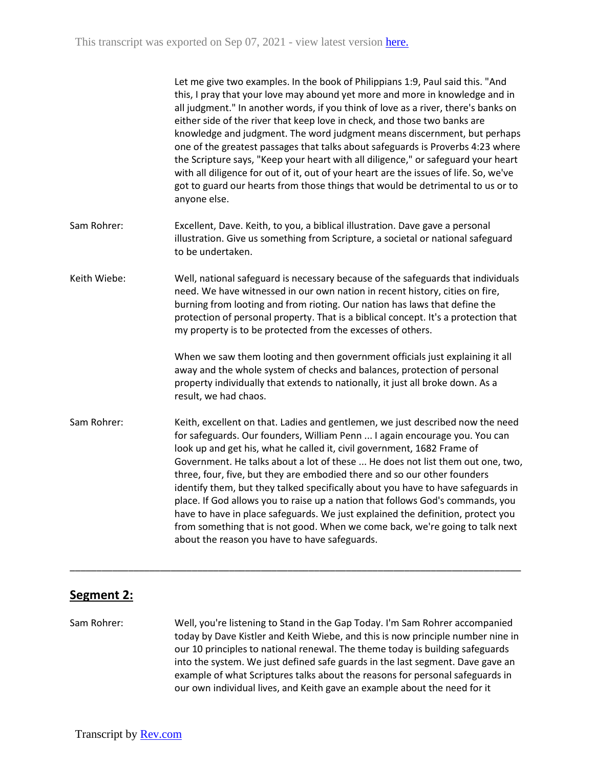Let me give two examples. In the book of Philippians 1:9, Paul said this. "And this, I pray that your love may abound yet more and more in knowledge and in all judgment." In another words, if you think of love as a river, there's banks on either side of the river that keep love in check, and those two banks are knowledge and judgment. The word judgment means discernment, but perhaps one of the greatest passages that talks about safeguards is Proverbs 4:23 where the Scripture says, "Keep your heart with all diligence," or safeguard your heart with all diligence for out of it, out of your heart are the issues of life. So, we've got to guard our hearts from those things that would be detrimental to us or to anyone else.

Sam Rohrer: Excellent, Dave. Keith, to you, a biblical illustration. Dave gave a personal illustration. Give us something from Scripture, a societal or national safeguard to be undertaken.

Keith Wiebe: Well, national safeguard is necessary because of the safeguards that individuals need. We have witnessed in our own nation in recent history, cities on fire, burning from looting and from rioting. Our nation has laws that define the protection of personal property. That is a biblical concept. It's a protection that my property is to be protected from the excesses of others.

When we saw them looting and then government officials just explaining it all away and the whole system of checks and balances, protection of personal property individually that extends to nationally, it just all broke down. As a result, we had chaos.

Sam Rohrer: Keith, excellent on that. Ladies and gentlemen, we just described now the need for safeguards. Our founders, William Penn ... I again encourage you. You can look up and get his, what he called it, civil government, 1682 Frame of Government. He talks about a lot of these ... He does not list them out one, two, three, four, five, but they are embodied there and so our other founders identify them, but they talked specifically about you have to have safeguards in place. If God allows you to raise up a nation that follows God's commands, you have to have in place safeguards. We just explained the definition, protect you from something that is not good. When we come back, we're going to talk next about the reason you have to have safeguards.

---

## Segment 2:

Sam Rohrer: Well, you're listening to Stand in the Gap Today. I'm Sam Rohrer accompanied today by Dave Kistler and Keith Wiebe, and this is now principle number nine in our 10 principles to national renewal. The theme today is building safeguards into the system. We just defined safe guards in the last segment. Dave gave an example of what Scriptures talks about the reasons for personal safeguards in our own individual lives, and Keith gave an example about the need for it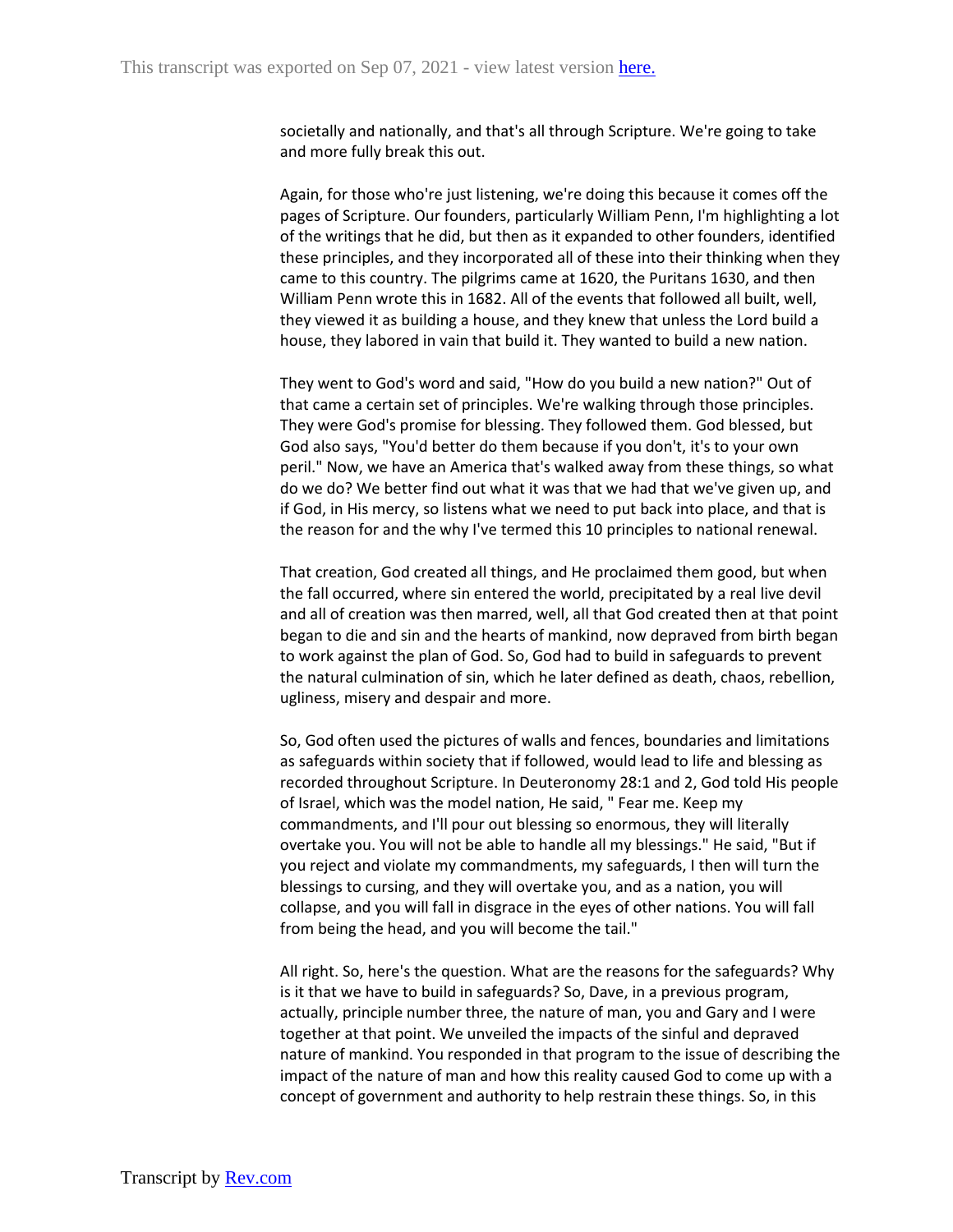societally and nationally, and that's all through Scripture. We're going to take and more fully break this out.

Again, for those who're just listening, we're doing this because it comes off the pages of Scripture. Our founders, particularly William Penn, I'm highlighting a lot of the writings that he did, but then as it expanded to other founders, identified these principles, and they incorporated all of these into their thinking when they came to this country. The pilgrims came at 1620, the Puritans 1630, and then William Penn wrote this in 1682. All of the events that followed all built, well, they viewed it as building a house, and they knew that unless the Lord build a house, they labored in vain that build it. They wanted to build a new nation.

They went to God's word and said, "How do you build a new nation?" Out of that came a certain set of principles. We're walking through those principles. They were God's promise for blessing. They followed them. God blessed, but God also says, "You'd better do them because if you don't, it's to your own peril." Now, we have an America that's walked away from these things, so what do we do? We better find out what it was that we had that we've given up, and if God, in His mercy, so listens what we need to put back into place, and that is the reason for and the why I've termed this 10 principles to national renewal.

That creation, God created all things, and He proclaimed them good, but when the fall occurred, where sin entered the world, precipitated by a real live devil and all of creation was then marred, well, all that God created then at that point began to die and sin and the hearts of mankind, now depraved from birth began to work against the plan of God. So, God had to build in safeguards to prevent the natural culmination of sin, which he later defined as death, chaos, rebellion, ugliness, misery and despair and more.

So, God often used the pictures of walls and fences, boundaries and limitations as safeguards within society that if followed, would lead to life and blessing as recorded throughout Scripture. In Deuteronomy 28:1 and 2, God told His people of Israel, which was the model nation, He said, " Fear me. Keep my commandments, and I'll pour out blessing so enormous, they will literally overtake you. You will not be able to handle all my blessings." He said, "But if you reject and violate my commandments, my safeguards, I then will turn the blessings to cursing, and they will overtake you, and as a nation, you will collapse, and you will fall in disgrace in the eyes of other nations. You will fall from being the head, and you will become the tail."

All right. So, here's the question. What are the reasons for the safeguards? Why is it that we have to build in safeguards? So, Dave, in a previous program, actually, principle number three, the nature of man, you and Gary and I were together at that point. We unveiled the impacts of the sinful and depraved nature of mankind. You responded in that program to the issue of describing the impact of the nature of man and how this reality caused God to come up with a concept of government and authority to help restrain these things. So, in this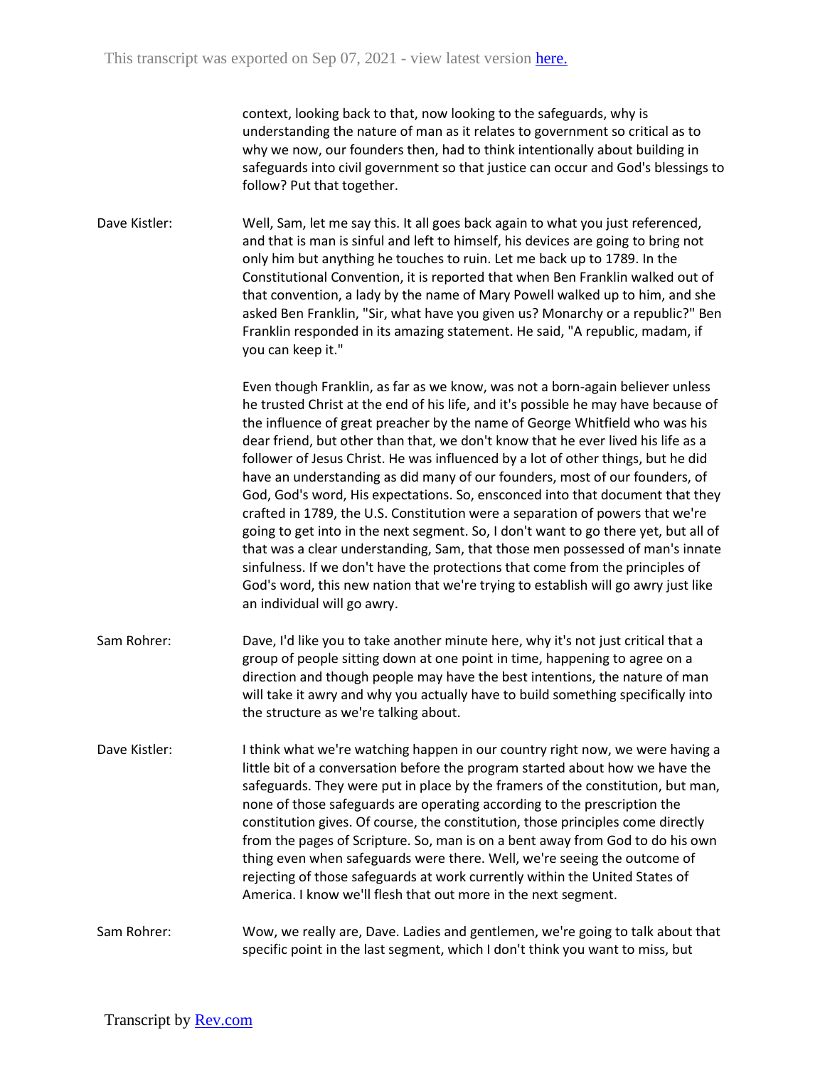context, looking back to that, now looking to the safeguards, why is understanding the nature of man as it relates to government so critical as to why we now, our founders then, had to think intentionally about building in safeguards into civil government so that justice can occur and God's blessings to follow? Put that together.

**Dave Kistler:** Well, Sam, let me say this. It all goes back again to what you just referenced, and that is man is sinful and left to himself, his devices are going to bring not only him but anything he touches to ruin. Let me back up to 1789. In the Constitutional Convention, it is reported that when Ben Franklin walked out of that convention, a lady by the name of Mary Powell walked up to him, and she asked Ben Franklin, "Sir, what have you given us? Monarchy or a republic?" Ben Franklin responded in its amazing statement. He said, "A republic, madam, if you can keep it."

Even though Franklin, as far as we know, was not a born-again believer unless he trusted Christ at the end of his life, and it's possible he may have because of the influence of great preacher by the name of George Whitfield who was his dear friend, but other than that, we don't know that he ever lived his life as a follower of Jesus Christ. He was influenced by a lot of other things, but he did have an understanding as did many of our founders, most of our founders, of God, God's word, His expectations. So, ensconced into that document that they crafted in 1789, the U.S. Constitution were a separation of powers that we're going to get into in the next segment. So, I don't want to go there yet, but all of that was a clear understanding, Sam, that those men possessed of man's innate sinfulness. If we don't have the protections that come from the principles of God's word, this new nation that we're trying to establish will go awry just like an individual will go awry.

**Sam Rohrer:** Dave, I'd like you to take another minute here, why it's not just critical that a group of people sitting down at one point in time, happening to agree on a direction and though people may have the best intentions, the nature of man will take it awry and why you actually have to build something specifically into the structure as we're talking about.

**Dave Kistler:** I think what we're watching happen in our country right now, we were having a little bit of a conversation before the program started about how we have the safeguards. They were put in place by the framers of the constitution, but man, none of those safeguards are operating according to the prescription the constitution gives. Of course, the constitution, those principles come directly from the pages of Scripture. So, man is on a bent away from God to do his own thing even when safeguards were there. Well, we're seeing the outcome of rejecting of those safeguards at work currently within the United States of America. I know we'll flesh that out more in the next segment.

**Sam Rohrer:** Wow, we really are, Dave. Ladies and gentlemen, we're going to talk about that specific point in the last segment, which I don't think you want to miss, but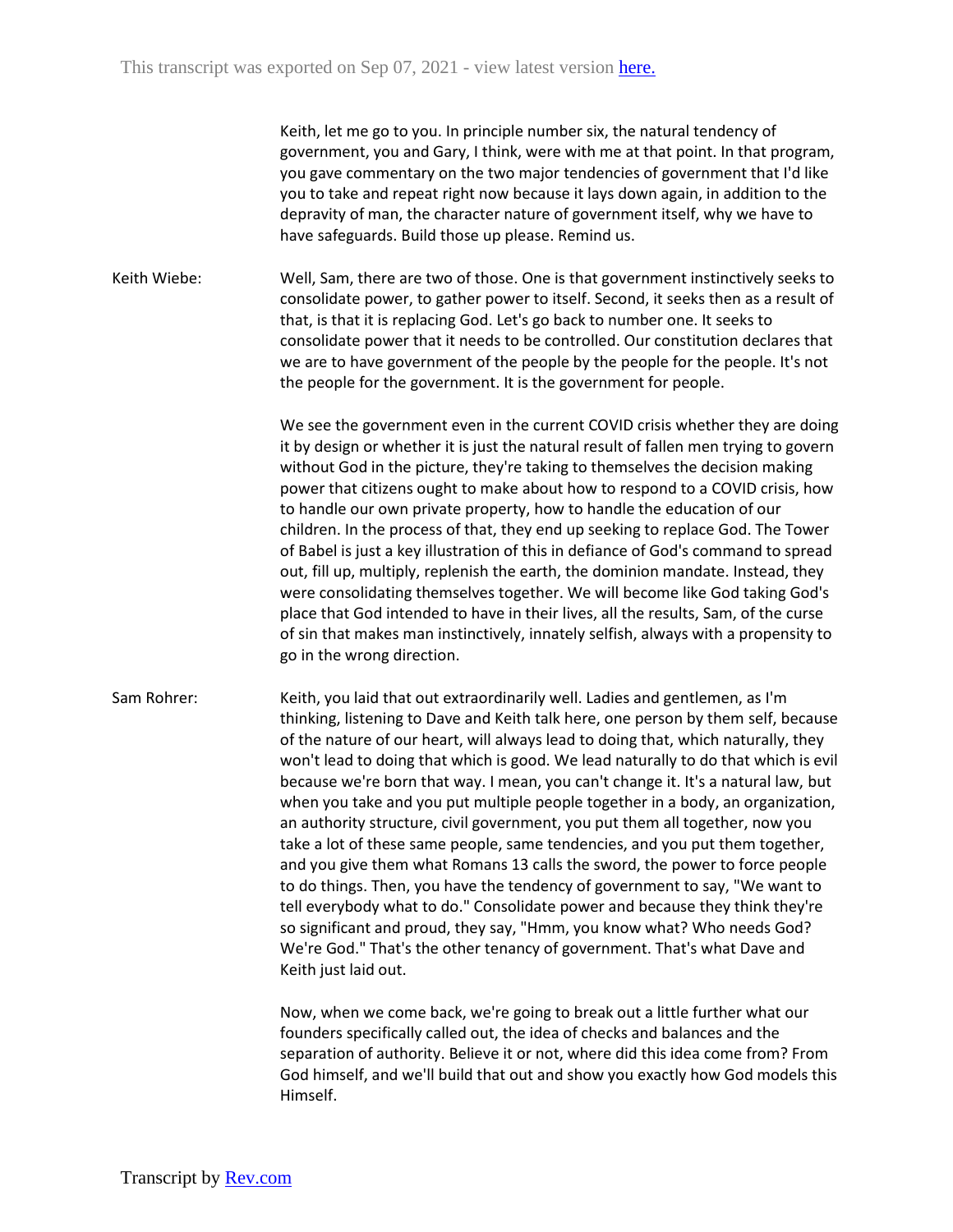Keith, let me go to you. In principle number six, the natural tendency of government, you and Gary, I think, were with me at that point. In that program, you gave commentary on the two major tendencies of government that I'd like you to take and repeat right now because it lays down again, in addition to the depravity of man, the character nature of government itself, why we have to have safeguards. Build those up please. Remind us.

Keith Wiebe: Well, Sam, there are two of those. One is that government instinctively seeks to consolidate power, to gather power to itself. Second, it seeks then as a result of that, is that it is replacing God. Let's go back to number one. It seeks to consolidate power that it needs to be controlled. Our constitution declares that we are to have government of the people by the people for the people. It's not the people for the government. It is the government for people.

We see the government even in the current COVID crisis whether they are doing it by design or whether it is just the natural result of fallen men trying to govern without God in the picture, they're taking to themselves the decision making power that citizens ought to make about how to respond to a COVID crisis, how to handle our own private property, how to handle the education of our children. In the process of that, they end up seeking to replace God. The Tower of Babel is just a key illustration of this in defiance of God's command to spread out, fill up, multiply, replenish the earth, the dominion mandate. Instead, they were consolidating themselves together. We will become like God taking God's place that God intended to have in their lives, all the results, Sam, of the curse of sin that makes man instinctively, innately selfish, always with a propensity to go in the wrong direction.

Sam Rohrer: Keith, you laid that out extraordinarily well. Ladies and gentlemen, as I'm thinking, listening to Dave and Keith talk here, one person by them self, because of the nature of our heart, will always lead to doing that, which naturally, they won't lead to doing that which is good. We lead naturally to do that which is evil because we're born that way. I mean, you can't change it. It's a natural law, but when you take and you put multiple people together in a body, an organization, an authority structure, civil government, you put them all together, now you take a lot of these same people, same tendencies, and you put them together, and you give them what Romans 13 calls the sword, the power to force people to do things. Then, you have the tendency of government to say, "We want to tell everybody what to do." Consolidate power and because they think they're so significant and proud, they say, "Hmm, you know what? Who needs God? We're God." That's the other tenancy of government. That's what Dave and Keith just laid out.

Now, when we come back, we're going to break out a little further what our founders specifically called out, the idea of checks and balances and the separation of authority. Believe it or not, where did this idea come from? From God himself, and we'll build that out and show you exactly how God models this Himself.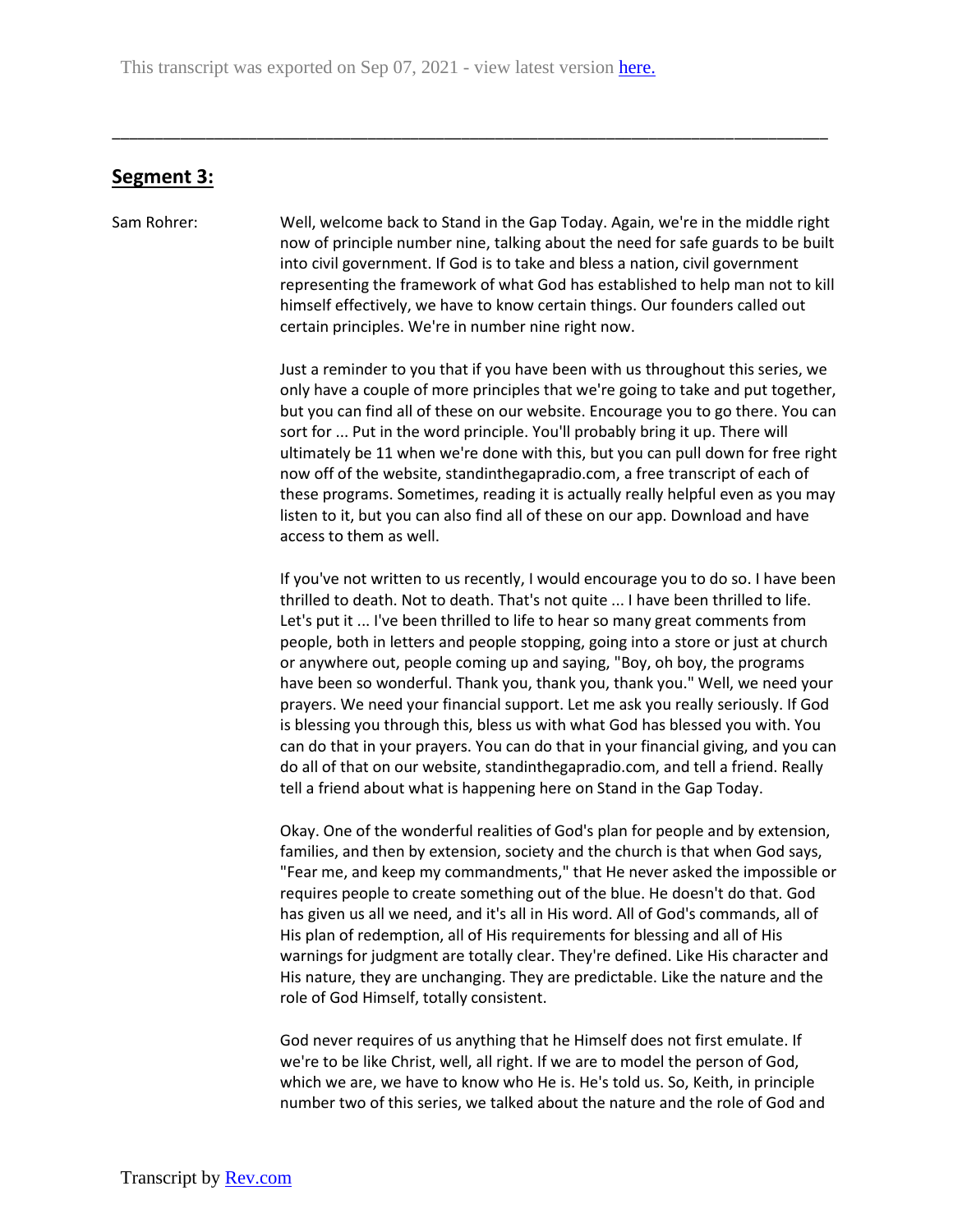## Segment 3:

Sam Rohrer: Well, welcome back to Stand in the Gap Today. Again, we're in the middle right now of principle number nine, talking about the need for safe guards to be built into civil government. If God is to take and bless a nation, civil government representing the framework of what God has established to help man not to kill himself effectively, we have to know certain things. Our founders called out certain principles. We're in number nine right now.

Just a reminder to you that if you have been with us throughout this series, we only have a couple of more principles that we're going to take and put together, but you can find all of these on our website. Encourage you to go there. You can sort for ... Put in the word principle. You'll probably bring it up. There will ultimately be 11 when we're done with this, but you can pull down for free right now off of the website, standinthegapradio.com, a free transcript of each of these programs. Sometimes, reading it is actually really helpful even as you may listen to it, but you can also find all of these on our app. Download and have access to them as well.

If you've not written to us recently, I would encourage you to do so. I have been thrilled to death. Not to death. That's not quite ... I have been thrilled to life. Let's put it ... I've been thrilled to life to hear so many great comments from people, both in letters and people stopping, going into a store or just at church or anywhere out, people coming up and saying, "Boy, oh boy, the programs have been so wonderful. Thank you, thank you, thank you." Well, we need your prayers. We need your financial support. Let me ask you really seriously. If God is blessing you through this, bless us with what God has blessed you with. You can do that in your prayers. You can do that in your financial giving, and you can do all of that on our website, standinthegapradio.com, and tell a friend. Really tell a friend about what is happening here on Stand in the Gap Today.

Okay. One of the wonderful realities of God's plan for people and by extension, families, and then by extension, society and the church is that when God says, "Fear me, and keep my commandments," that He never asked the impossible or requires people to create something out of the blue. He doesn't do that. God has given us all we need, and it's all in His word. All of God's commands, all of His plan of redemption, all of His requirements for blessing and all of His warnings for judgment are totally clear. They're defined. Like His character and His nature, they are unchanging. They are predictable. Like the nature and the role of God Himself, totally consistent.

God never requires of us anything that he Himself does not first emulate. If we're to be like Christ, well, all right. If we are to model the person of God, which we are, we have to know who He is. He's told us. So, Keith, in principle number two of this series, we talked about the nature and the role of God and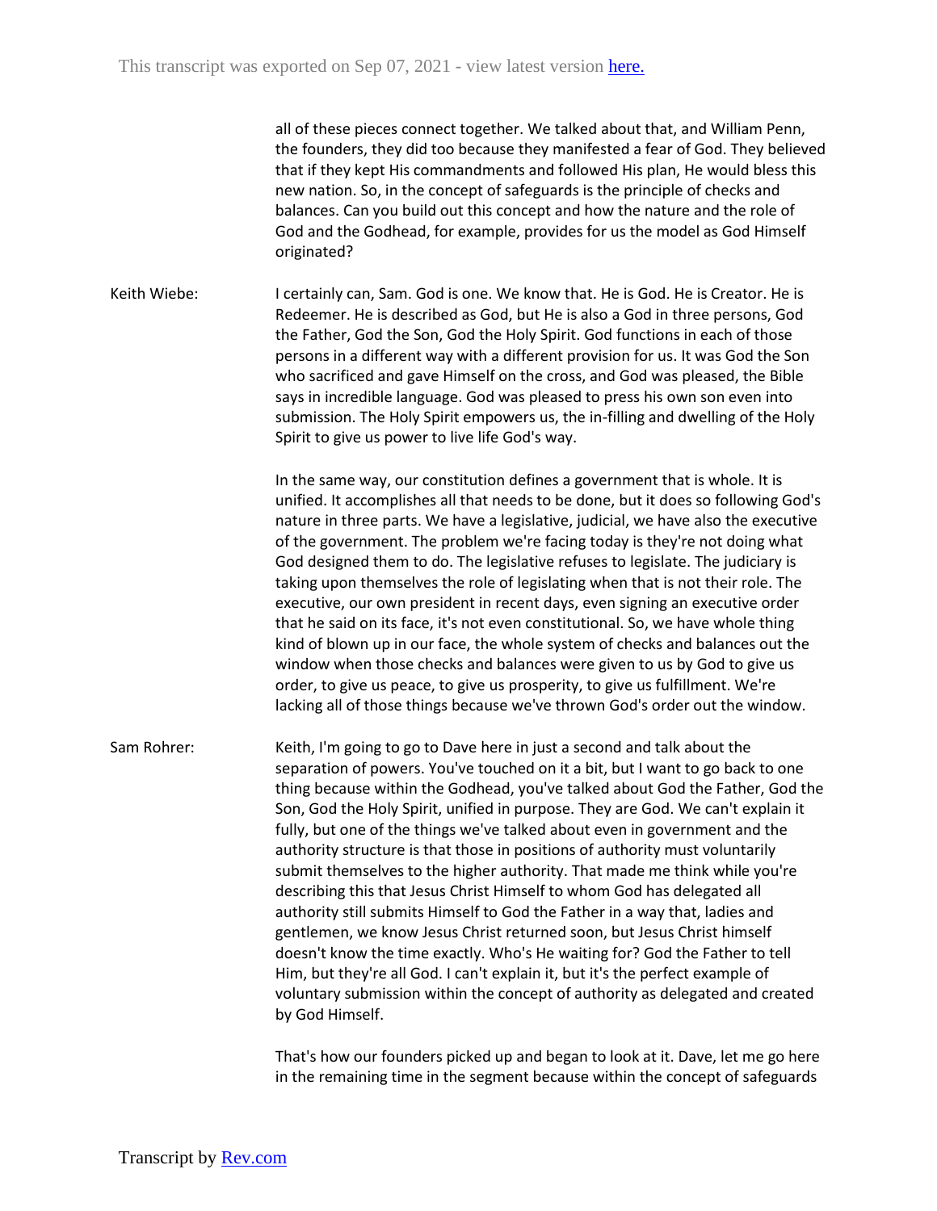all of these pieces connect together. We talked about that, and William Penn, the founders, they did too because they manifested a fear of God. They believed that if they kept His commandments and followed His plan, He would bless this new nation. So, in the concept of safeguards is the principle of checks and balances. Can you build out this concept and how the nature and the role of God and the Godhead, for example, provides for us the model as God Himself originated?

Keith Wiebe: I certainly can, Sam. God is one. We know that. He is God. He is Creator. He is Redeemer. He is described as God, but He is also a God in three persons, God the Father, God the Son, God the Holy Spirit. God functions in each of those persons in a different way with a different provision for us. It was God the Son who sacrificed and gave Himself on the cross, and God was pleased, the Bible says in incredible language. God was pleased to press his own son even into submission. The Holy Spirit empowers us, the in-filling and dwelling of the Holy Spirit to give us power to live life God's way.

In the same way, our constitution defines a government that is whole. It is unified. It accomplishes all that needs to be done, but it does so following God's nature in three parts. We have a legislative, judicial, we have also the executive of the government. The problem we're facing today is they're not doing what God designed them to do. The legislative refuses to legislate. The judiciary is taking upon themselves the role of legislating when that is not their role. The executive, our own president in recent days, even signing an executive order that he said on its face, it's not even constitutional. So, we have whole thing kind of blown up in our face, the whole system of checks and balances out the window when those checks and balances were given to us by God to give us order, to give us peace, to give us prosperity, to give us fulfillment. We're lacking all of those things because we've thrown God's order out the window.

Sam Rohrer: Keith, I'm going to go to Dave here in just a second and talk about the separation of powers. You've touched on it a bit, but I want to go back to one thing because within the Godhead, you've talked about God the Father, God the Son, God the Holy Spirit, unified in purpose. They are God. We can't explain it fully, but one of the things we've talked about even in government and the authority structure is that those in positions of authority must voluntarily submit themselves to the higher authority. That made me think while you're describing this that Jesus Christ Himself to whom God has delegated all authority still submits Himself to God the Father in a way that, ladies and gentlemen, we know Jesus Christ returned soon, but Jesus Christ himself doesn't know the time exactly. Who's He waiting for? God the Father to tell Him, but they're all God. I can't explain it, but it's the perfect example of voluntary submission within the concept of authority as delegated and created by God Himself.

That's how our founders picked up and began to look at it. Dave, let me go here in the remaining time in the segment because within the concept of safeguards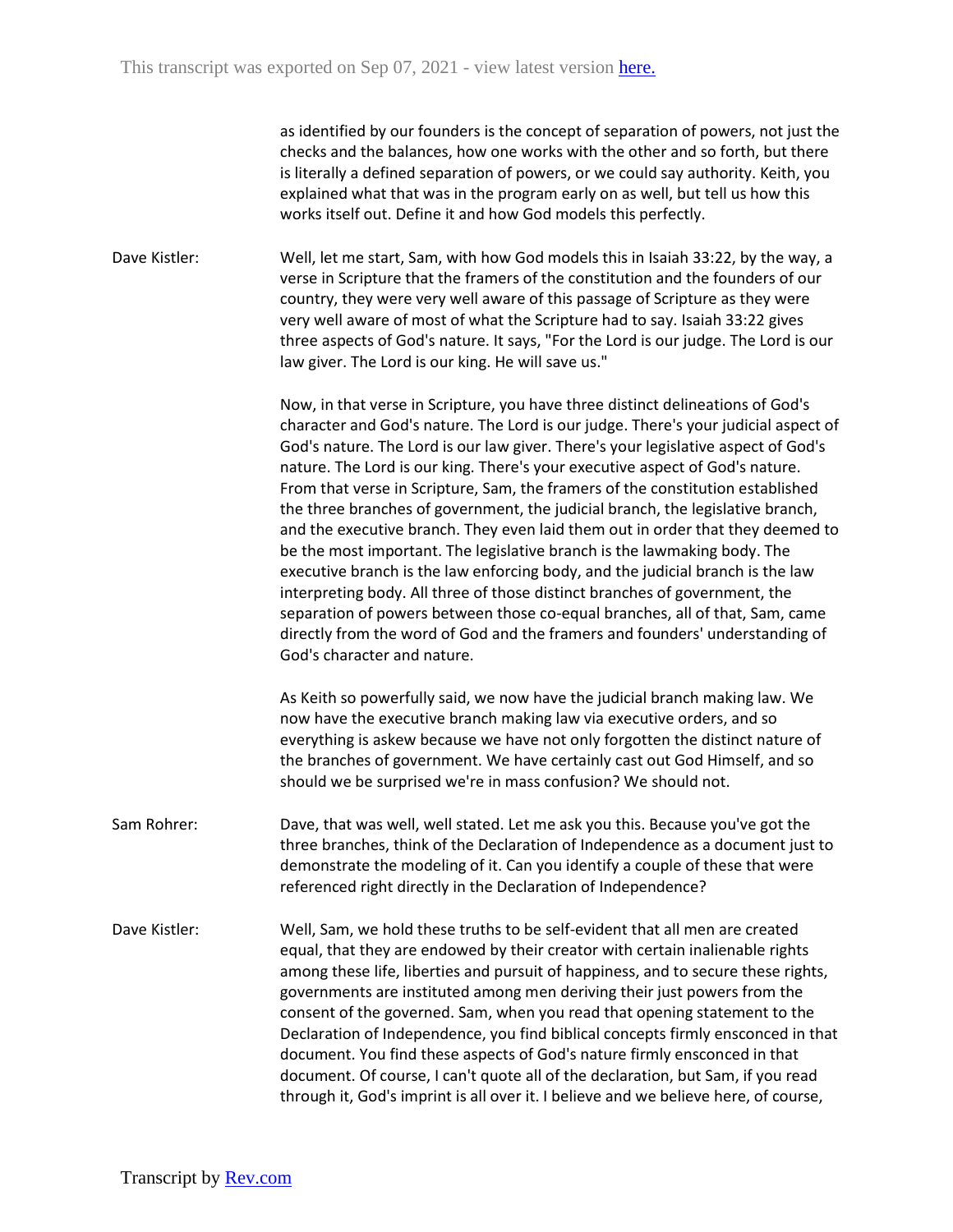as identified by our founders is the concept of separation of powers, not just the checks and the balances, how one works with the other and so forth, but there is literally a defined separation of powers, or we could say authority. Keith, you explained what that was in the program early on as well, but tell us how this works itself out. Define it and how God models this perfectly.

Dave Kistler: Well, let me start, Sam, with how God models this in Isaiah 33:22, by the way, a verse in Scripture that the framers of the constitution and the founders of our country, they were very well aware of this passage of Scripture as they were very well aware of most of what the Scripture had to say. Isaiah 33:22 gives three aspects of God's nature. It says, "For the Lord is our judge. The Lord is our law giver. The Lord is our king. He will save us."

Now, in that verse in Scripture, you have three distinct delineations of God's character and God's nature. The Lord is our judge. There's your judicial aspect of God's nature. The Lord is our law giver. There's your legislative aspect of God's nature. The Lord is our king. There's your executive aspect of God's nature. From that verse in Scripture, Sam, the framers of the constitution established the three branches of government, the judicial branch, the legislative branch, and the executive branch. They even laid them out in order that they deemed to be the most important. The legislative branch is the lawmaking body. The executive branch is the law enforcing body, and the judicial branch is the law interpreting body. All three of those distinct branches of government, the separation of powers between those co-equal branches, all of that, Sam, came directly from the word of God and the framers and founders' understanding of God's character and nature.

As Keith so powerfully said, we now have the judicial branch making law. We now have the executive branch making law via executive orders, and so everything is askew because we have not only forgotten the distinct nature of the branches of government. We have certainly cast out God Himself, and so should we be surprised we're in mass confusion? We should not.

Sam Rohrer: Dave, that was well, well stated. Let me ask you this. Because you've got the three branches, think of the Declaration of Independence as a document just to demonstrate the modeling of it. Can you identify a couple of these that were referenced right directly in the Declaration of Independence?

Dave Kistler: Well, Sam, we hold these truths to be self-evident that all men are created equal, that they are endowed by their creator with certain inalienable rights among these life, liberties and pursuit of happiness, and to secure these rights, governments are instituted among men deriving their just powers from the consent of the governed. Sam, when you read that opening statement to the Declaration of Independence, you find biblical concepts firmly ensconced in that document. You find these aspects of God's nature firmly ensconced in that document. Of course, I can't quote all of the declaration, but Sam, if you read through it, God's imprint is all over it. I believe and we believe here, of course,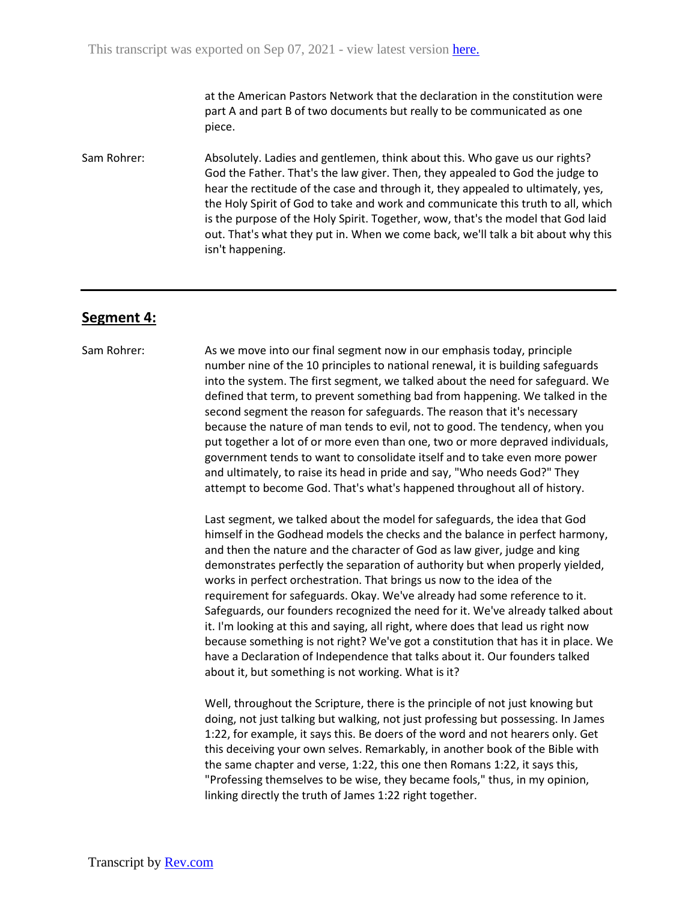at the American Pastors Network that the declaration in the constitution were part A and part B of two documents but really to be communicated as one piece.

Sam Rohrer: Absolutely. Ladies and gentlemen, think about this. Who gave us our rights? God the Father. That's the law giver. Then, they appealed to God the judge to hear the rectitude of the case and through it, they appealed to ultimately, yes, the Holy Spirit of God to take and work and communicate this truth to all, which is the purpose of the Holy Spirit. Together, wow, that's the model that God laid out. That's what they put in. When we come back, we'll talk a bit about why this isn't happening.

---

## Segment 4:

Sam Rohrer: As we move into our final segment now in our emphasis today, principle number nine of the 10 principles to national renewal, it is building safeguards into the system. The first segment, we talked about the need for safeguard. We defined that term, to prevent something bad from happening. We talked in the second segment the reason for safeguards. The reason that it's necessary because the nature of man tends to evil, not to good. The tendency, when you put together a lot of or more even than one, two or more depraved individuals, government tends to want to consolidate itself and to take even more power and ultimately, to raise its head in pride and say, "Who needs God?" They attempt to become God. That's what's happened throughout all of history.

Last segment, we talked about the model for safeguards, the idea that God himself in the Godhead models the checks and the balance in perfect harmony, and then the nature and the character of God as law giver, judge and king demonstrates perfectly the separation of authority but when properly yielded, works in perfect orchestration. That brings us now to the idea of the requirement for safeguards. Okay. We've already had some reference to it. Safeguards, our founders recognized the need for it. We've already talked about it. I'm looking at this and saying, all right, where does that lead us right now because something is not right? We've got a constitution that has it in place. We have a Declaration of Independence that talks about it. Our founders talked about it, but something is not working. What is it?

Well, throughout the Scripture, there is the principle of not just knowing but doing, not just talking but walking, not just professing but possessing. In James 1:22, for example, it says this. Be doers of the word and not hearers only. Get this deceiving your own selves. Remarkably, in another book of the Bible with the same chapter and verse, 1:22, this one then Romans 1:22, it says this, "Professing themselves to be wise, they became fools," thus, in my opinion, linking directly the truth of James 1:22 right together.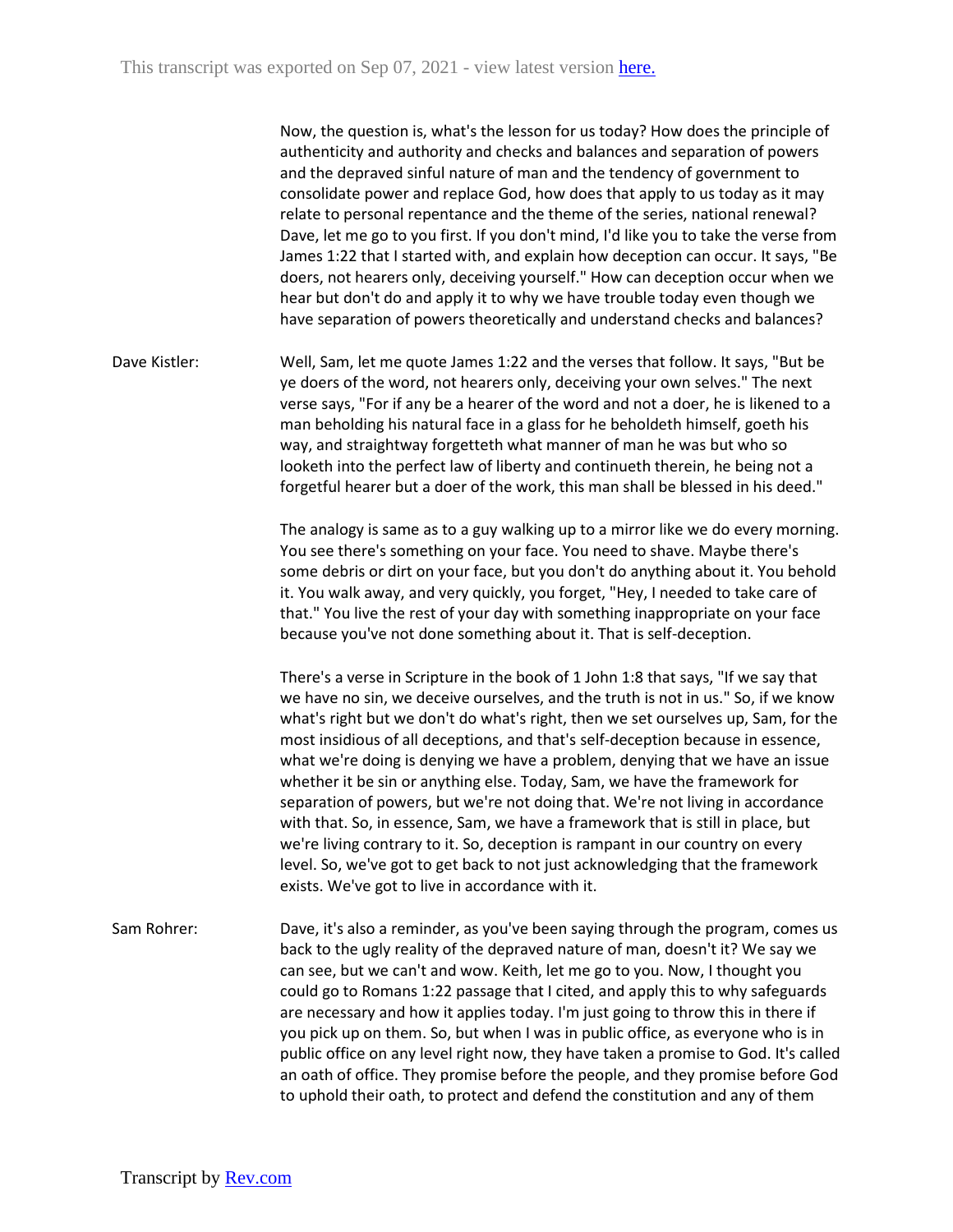Now, the question is, what's the lesson for us today? How does the principle of authenticity and authority and checks and balances and separation of powers and the depraved sinful nature of man and the tendency of government to consolidate power and replace God, how does that apply to us today as it may relate to personal repentance and the theme of the series, national renewal? Dave, let me go to you first. If you don't mind, I'd like you to take the verse from James 1:22 that I started with, and explain how deception can occur. It says, "Be doers, not hearers only, deceiving yourself." How can deception occur when we hear but don't do and apply it to why we have trouble today even though we have separation of powers theoretically and understand checks and balances?

Dave Kistler: Well, Sam, let me quote James 1:22 and the verses that follow. It says, "But be ye doers of the word, not hearers only, deceiving your own selves." The next verse says, "For if any be a hearer of the word and not a doer, he is likened to a man beholding his natural face in a glass for he beholdeth himself, goeth his way, and straightway forgetteth what manner of man he was but who so looketh into the perfect law of liberty and continueth therein, he being not a forgetful hearer but a doer of the work, this man shall be blessed in his deed."

The analogy is same as to a guy walking up to a mirror like we do every morning. You see there's something on your face. You need to shave. Maybe there's some debris or dirt on your face, but you don't do anything about it. You behold it. You walk away, and very quickly, you forget, "Hey, I needed to take care of that." You live the rest of your day with something inappropriate on your face because you've not done something about it. That is self-deception.

There's a verse in Scripture in the book of 1 John 1:8 that says, "If we say that we have no sin, we deceive ourselves, and the truth is not in us." So, if we know what's right but we don't do what's right, then we set ourselves up, Sam, for the most insidious of all deceptions, and that's self-deception because in essence, what we're doing is denying we have a problem, denying that we have an issue whether it be sin or anything else. Today, Sam, we have the framework for separation of powers, but we're not doing that. We're not living in accordance with that. So, in essence, Sam, we have a framework that is still in place, but we're living contrary to it. So, deception is rampant in our country on every level. So, we've got to get back to not just acknowledging that the framework exists. We've got to live in accordance with it.

Sam Rohrer: Dave, it's also a reminder, as you've been saying through the program, comes us back to the ugly reality of the depraved nature of man, doesn't it? We say we can see, but we can't and wow. Keith, let me go to you. Now, I thought you could go to Romans 1:22 passage that I cited, and apply this to why safeguards are necessary and how it applies today. I'm just going to throw this in there if you pick up on them. So, but when I was in public office, as everyone who is in public office on any level right now, they have taken a promise to God. It's called an oath of office. They promise before the people, and they promise before God to uphold their oath, to protect and defend the constitution and any of them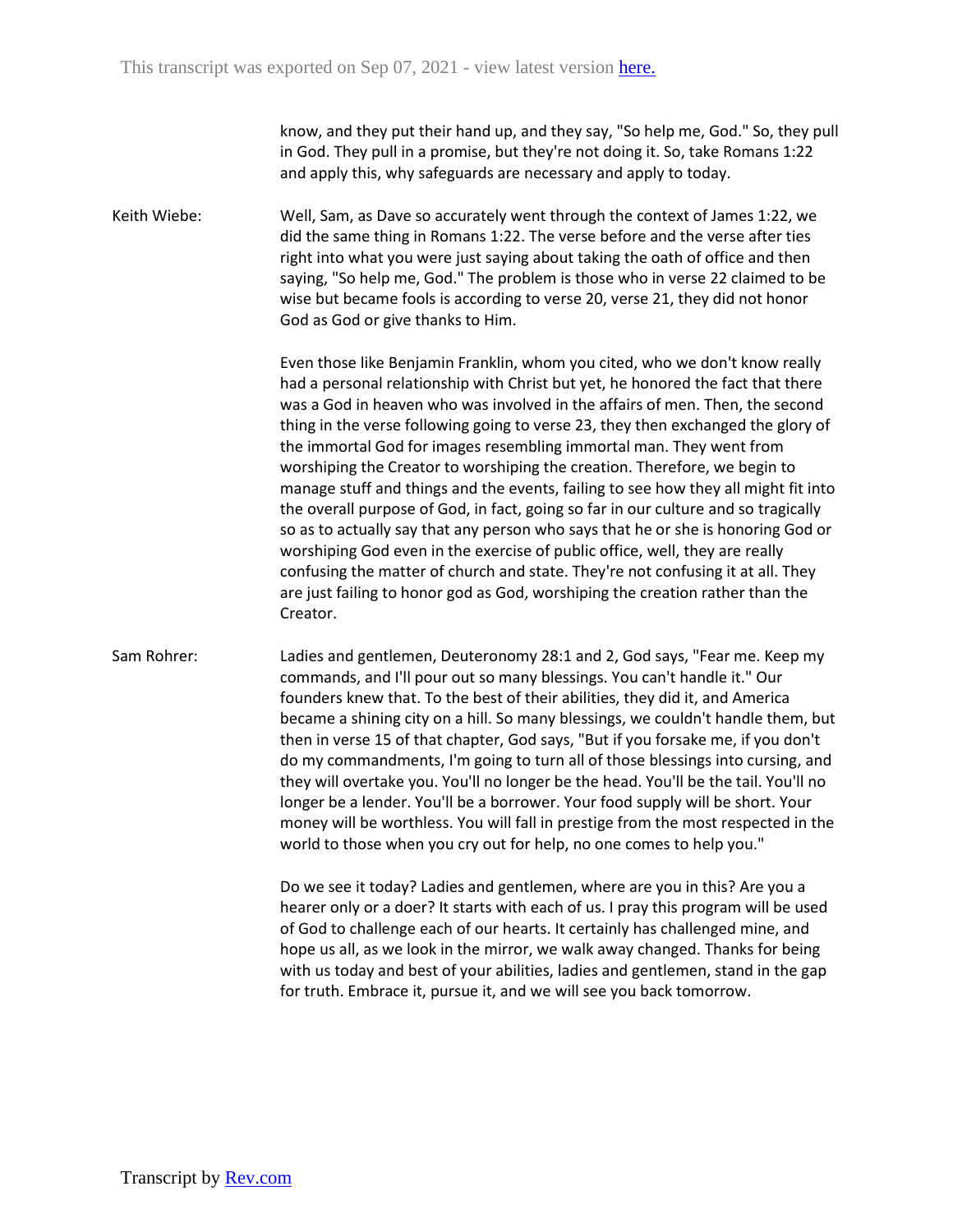know, and they put their hand up, and they say, "So help me, God." So, they pull in God. They pull in a promise, but they're not doing it. So, take Romans 1:22 and apply this, why safeguards are necessary and apply to today.

Keith Wiebe: Well, Sam, as Dave so accurately went through the context of James 1:22, we did the same thing in Romans 1:22. The verse before and the verse after ties right into what you were just saying about taking the oath of office and then saying, "So help me, God." The problem is those who in verse 22 claimed to be wise but became fools is according to verse 20, verse 21, they did not honor God as God or give thanks to Him.

Even those like Benjamin Franklin, whom you cited, who we don't know really had a personal relationship with Christ but yet, he honored the fact that there was a God in heaven who was involved in the affairs of men. Then, the second thing in the verse following going to verse 23, they then exchanged the glory of the immortal God for images resembling immortal man. They went from worshiping the Creator to worshiping the creation. Therefore, we begin to manage stuff and things and the events, failing to see how they all might fit into the overall purpose of God, in fact, going so far in our culture and so tragically so as to actually say that any person who says that he or she is honoring God or worshiping God even in the exercise of public office, well, they are really confusing the matter of church and state. They're not confusing it at all. They are just failing to honor god as God, worshiping the creation rather than the Creator.

Sam Rohrer: Ladies and gentlemen, Deuteronomy 28:1 and 2, God says, "Fear me. Keep my commands, and I'll pour out so many blessings. You can't handle it." Our founders knew that. To the best of their abilities, they did it, and America became a shining city on a hill. So many blessings, we couldn't handle them, but then in verse 15 of that chapter, God says, "But if you forsake me, if you don't do my commandments, I'm going to turn all of those blessings into cursing, and they will overtake you. You'll no longer be the head. You'll be the tail. You'll no longer be a lender. You'll be a borrower. Your food supply will be short. Your money will be worthless. You will fall in prestige from the most respected in the world to those when you cry out for help, no one comes to help you."

Do we see it today? Ladies and gentlemen, where are you in this? Are you a hearer only or a doer? It starts with each of us. I pray this program will be used of God to challenge each of our hearts. It certainly has challenged mine, and hope us all, as we look in the mirror, we walk away changed. Thanks for being with us today and best of your abilities, ladies and gentlemen, stand in the gap for truth. Embrace it, pursue it, and we will see you back tomorrow.